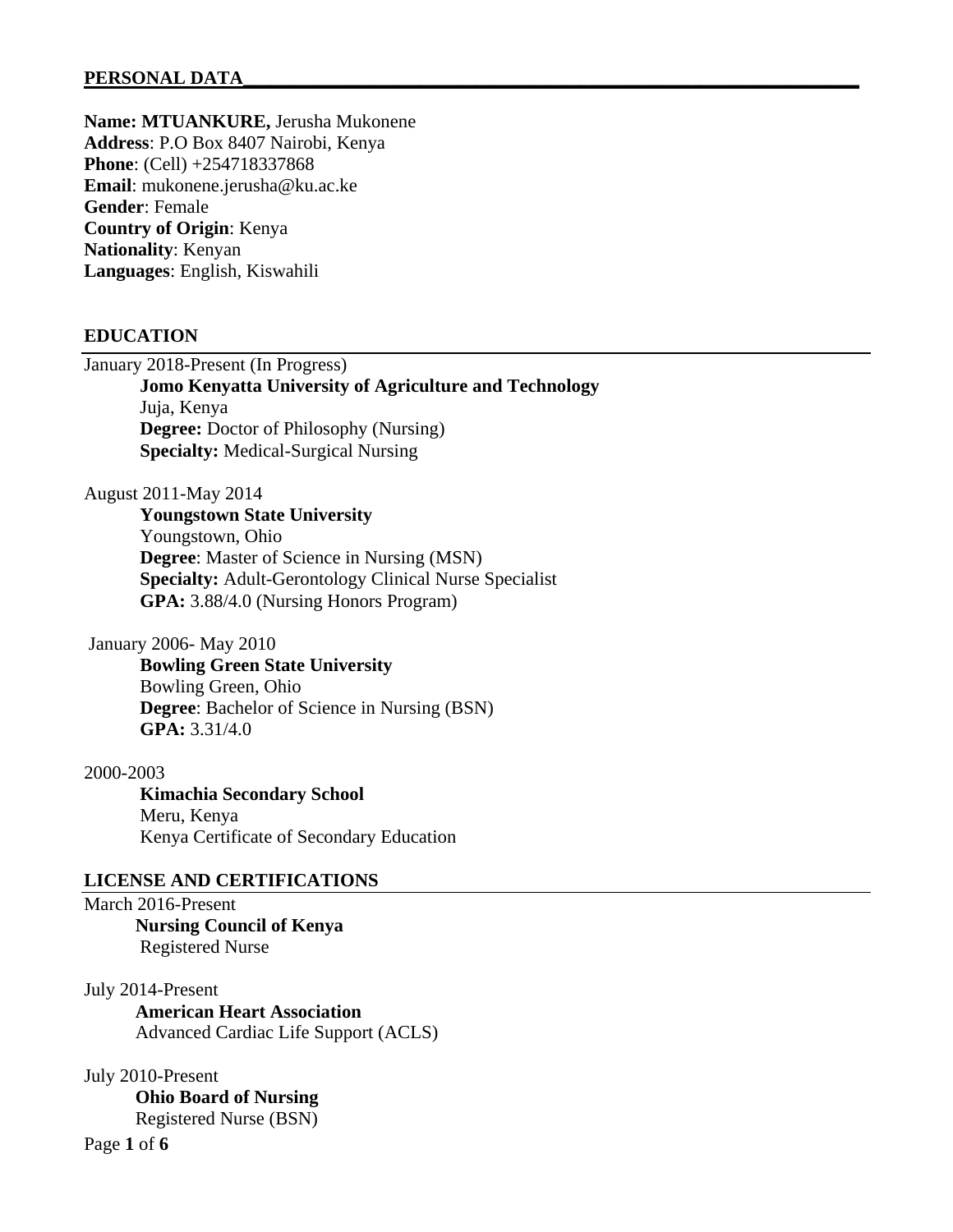## PERSONAL DATA

**Name: MTUANKURE,** Jerusha Mukonene
**Address**: P.O Box 8407 Nairobi, Kenya
**Phone**: (Cell) +254718337868
**Email**: mukonene.jerusha@ku.ac.ke
**Gender**: Female
**Country of Origin**: Kenya
**Nationality**: Kenyan
**Languages**: English, Kiswahili

## EDUCATION

January 2018-Present (In Progress)

**Jomo Kenyatta University of Agriculture and Technology**
Juja, Kenya
**Degree:** Doctor of Philosophy (Nursing)
**Specialty:** Medical-Surgical Nursing

August 2011-May 2014

**Youngstown State University**
Youngstown, Ohio
**Degree**: Master of Science in Nursing (MSN)
**Specialty:** Adult-Gerontology Clinical Nurse Specialist
**GPA:** 3.88/4.0 (Nursing Honors Program)

January 2006- May 2010

**Bowling Green State University**
Bowling Green, Ohio
**Degree**: Bachelor of Science in Nursing (BSN)
**GPA:** 3.31/4.0

2000-2003

**Kimachia Secondary School**
Meru, Kenya
Kenya Certificate of Secondary Education

## LICENSE AND CERTIFICATIONS

March 2016-Present

**Nursing Council of Kenya**
Registered Nurse

July 2014-Present

**American Heart Association**
Advanced Cardiac Life Support (ACLS)

July 2010-Present

**Ohio Board of Nursing**
Registered Nurse (BSN)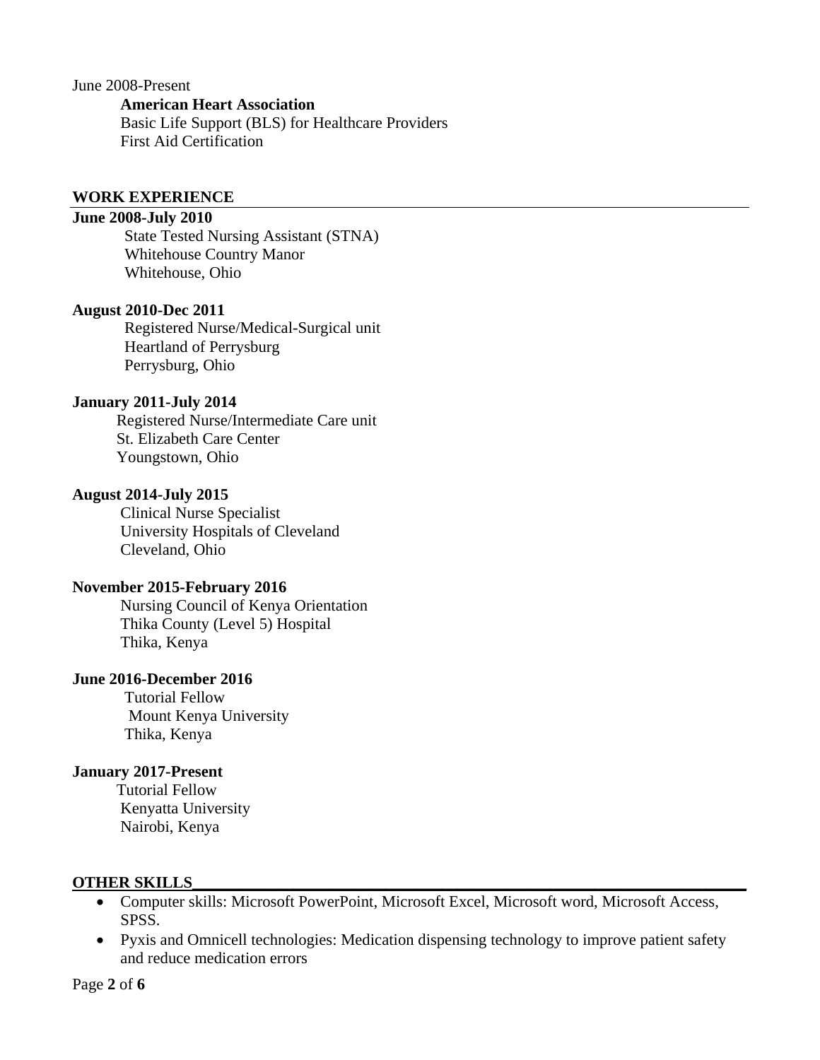June 2008-Present

**American Heart Association**
Basic Life Support (BLS) for Healthcare Providers
First Aid Certification

## WORK EXPERIENCE

**June 2008-July 2010**
State Tested Nursing Assistant (STNA)
Whitehouse Country Manor
Whitehouse, Ohio

**August 2010-Dec 2011**
Registered Nurse/Medical-Surgical unit
Heartland of Perrysburg
Perrysburg, Ohio

**January 2011-July 2014**
Registered Nurse/Intermediate Care unit
St. Elizabeth Care Center
Youngstown, Ohio

**August 2014-July 2015**
Clinical Nurse Specialist
University Hospitals of Cleveland
Cleveland, Ohio

**November 2015-February 2016**
Nursing Council of Kenya Orientation
Thika County (Level 5) Hospital
Thika, Kenya

**June 2016-December 2016**
Tutorial Fellow
Mount Kenya University
Thika, Kenya

**January 2017-Present**
Tutorial Fellow
Kenyatta University
Nairobi, Kenya

## OTHER SKILLS

- Computer skills: Microsoft PowerPoint, Microsoft Excel, Microsoft word, Microsoft Access, SPSS.
- Pyxis and Omnicell technologies: Medication dispensing technology to improve patient safety and reduce medication errors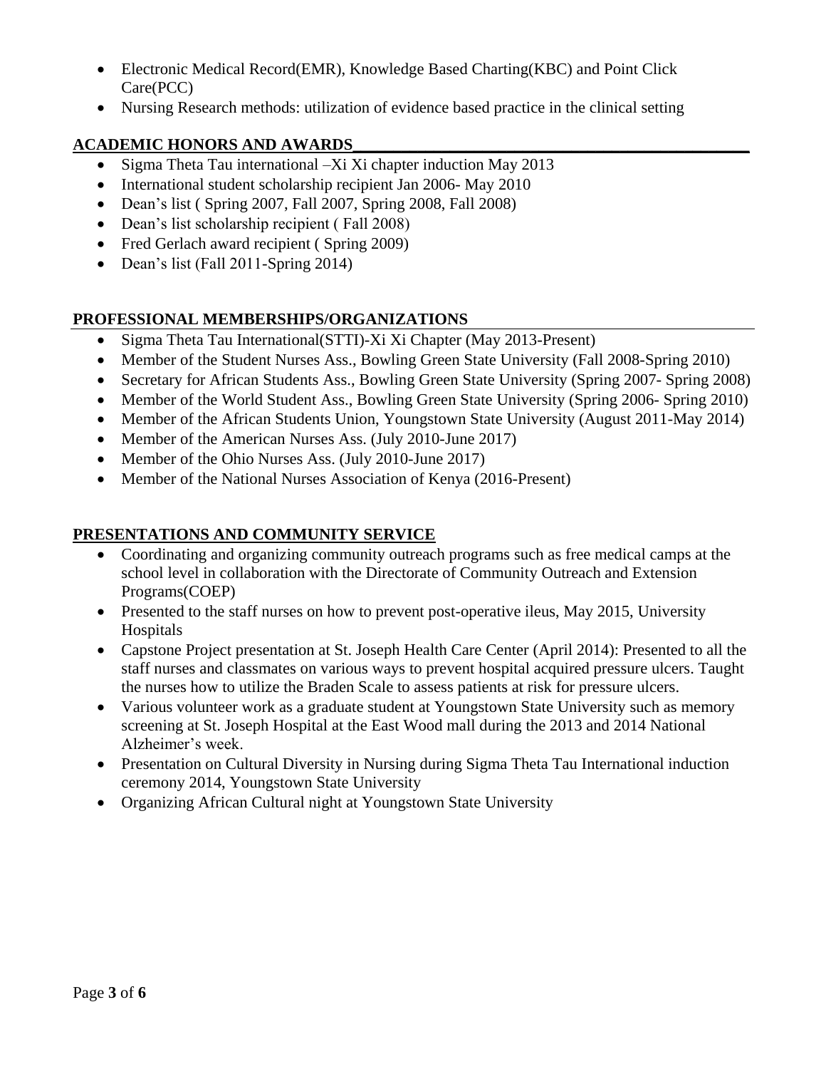- Electronic Medical Record(EMR), Knowledge Based Charting(KBC) and Point Click Care(PCC)
- Nursing Research methods: utilization of evidence based practice in the clinical setting

## ACADEMIC HONORS AND AWARDS

- Sigma Theta Tau international –Xi Xi chapter induction May 2013
- International student scholarship recipient Jan 2006- May 2010
- Dean's list ( Spring 2007, Fall 2007, Spring 2008, Fall 2008)
- Dean's list scholarship recipient ( Fall 2008)
- Fred Gerlach award recipient ( Spring 2009)
- Dean's list (Fall 2011-Spring 2014)

## PROFESSIONAL MEMBERSHIPS/ORGANIZATIONS

- Sigma Theta Tau International(STTI)-Xi Xi Chapter (May 2013-Present)
- Member of the Student Nurses Ass., Bowling Green State University (Fall 2008-Spring 2010)
- Secretary for African Students Ass., Bowling Green State University (Spring 2007- Spring 2008)
- Member of the World Student Ass., Bowling Green State University (Spring 2006- Spring 2010)
- Member of the African Students Union, Youngstown State University (August 2011-May 2014)
- Member of the American Nurses Ass. (July 2010-June 2017)
- Member of the Ohio Nurses Ass. (July 2010-June 2017)
- Member of the National Nurses Association of Kenya (2016-Present)

## PRESENTATIONS AND COMMUNITY SERVICE

- Coordinating and organizing community outreach programs such as free medical camps at the school level in collaboration with the Directorate of Community Outreach and Extension Programs(COEP)
- Presented to the staff nurses on how to prevent post-operative ileus, May 2015, University Hospitals
- Capstone Project presentation at St. Joseph Health Care Center (April 2014): Presented to all the staff nurses and classmates on various ways to prevent hospital acquired pressure ulcers. Taught the nurses how to utilize the Braden Scale to assess patients at risk for pressure ulcers.
- Various volunteer work as a graduate student at Youngstown State University such as memory screening at St. Joseph Hospital at the East Wood mall during the 2013 and 2014 National Alzheimer's week.
- Presentation on Cultural Diversity in Nursing during Sigma Theta Tau International induction ceremony 2014, Youngstown State University
- Organizing African Cultural night at Youngstown State University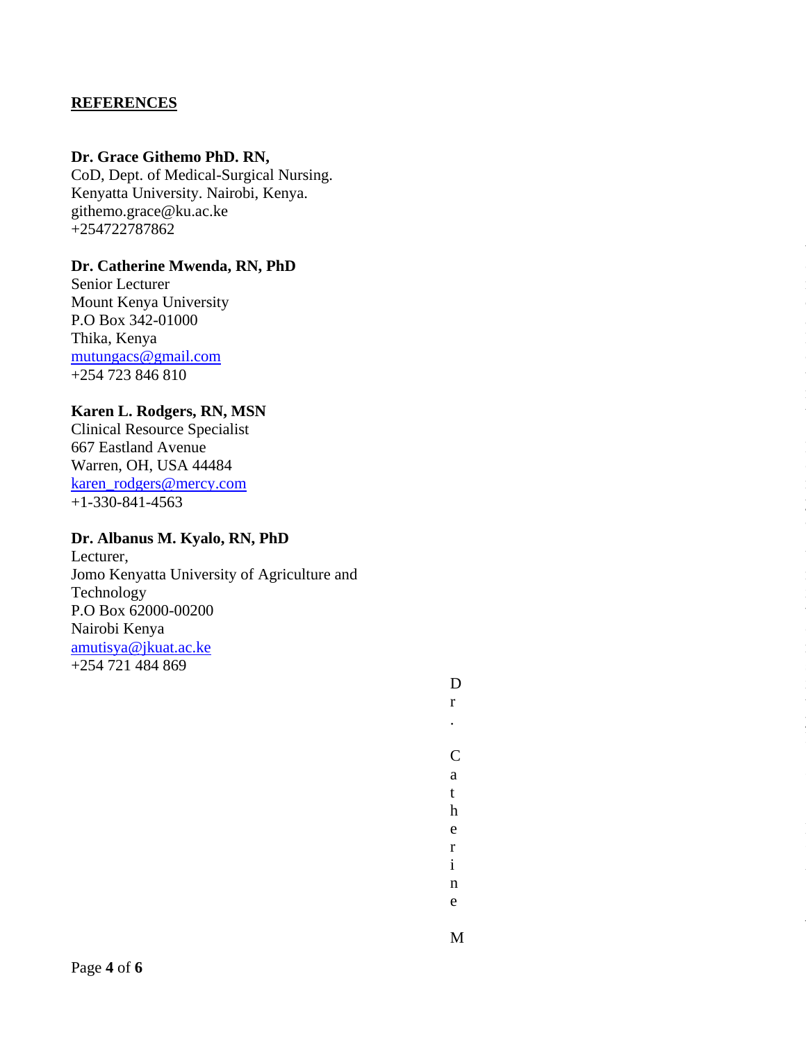## REFERENCES

**Dr. Grace Githemo PhD. RN,**
CoD, Dept. of Medical-Surgical Nursing.
Kenyatta University. Nairobi, Kenya.
githemo.grace@ku.ac.ke
+254722787862

**Dr. Catherine Mwenda, RN, PhD**
Senior Lecturer
Mount Kenya University
P.O Box 342-01000
Thika, Kenya
mutungacs@gmail.com
+254 723 846 810

**Karen L. Rodgers, RN, MSN**
Clinical Resource Specialist
667 Eastland Avenue
Warren, OH, USA 44484
karen_rodgers@mercy.com
+1-330-841-4563

**Dr. Albanus M. Kyalo, RN, PhD**
Lecturer,
Jomo Kenyatta University of Agriculture and Technology
P.O Box 62000-00200
Nairobi Kenya
amutisya@jkuat.ac.ke
+254 721 484 869

Dr. Catherine M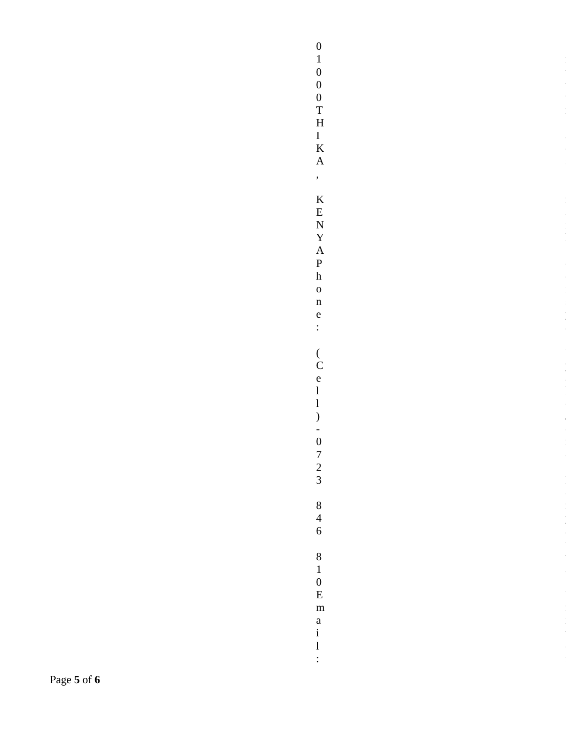01000 THIKA, KENYA Phone: (Cell)-0723 846 810 Email: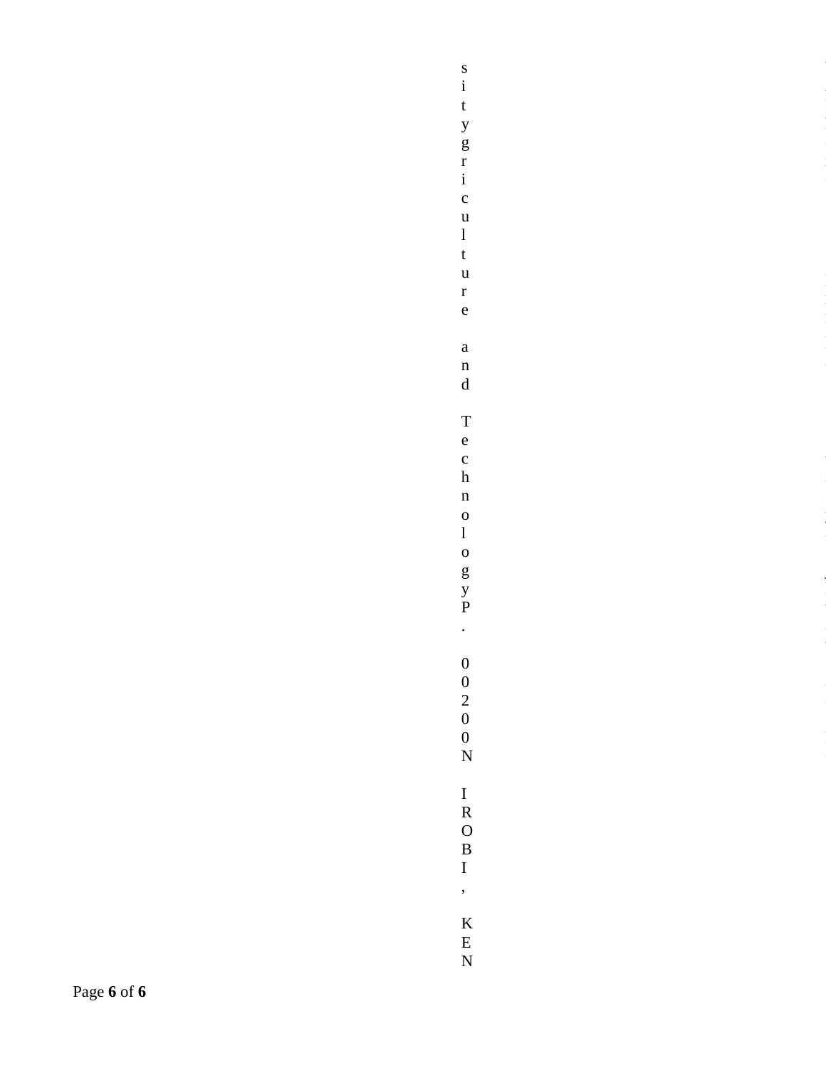sityAgriculture and TechnologyP. 00200NIROBI, KEN